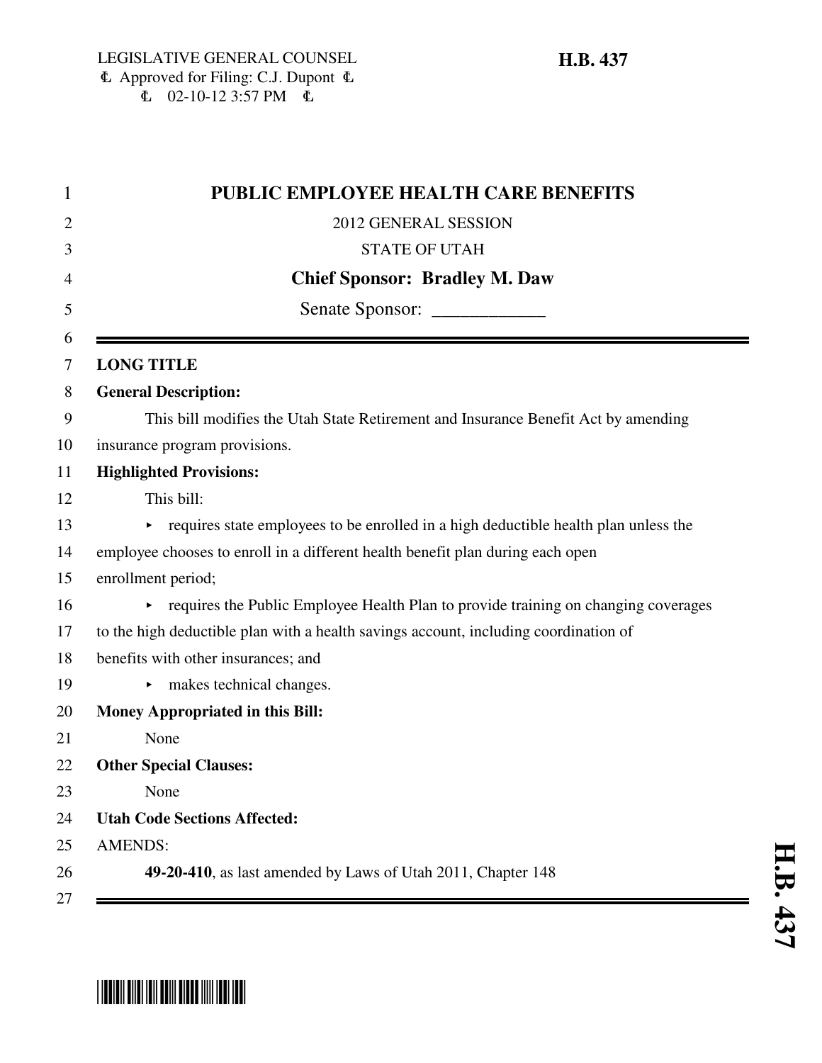LEGISLATIVE GENERAL COUNSEL
Approved for Filing: C.J. Dupont
02-10-12 3:57 PM

**H.B. 437**

# PUBLIC EMPLOYEE HEALTH CARE BENEFITS

2012 GENERAL SESSION

STATE OF UTAH

**Chief Sponsor: Bradley M. Daw**

Senate Sponsor: ____________

**LONG TITLE**

**General Description:**

This bill modifies the Utah State Retirement and Insurance Benefit Act by amending insurance program provisions.

**Highlighted Provisions:**

This bill:

- requires state employees to be enrolled in a high deductible health plan unless the employee chooses to enroll in a different health benefit plan during each open enrollment period;
- requires the Public Employee Health Plan to provide training on changing coverages to the high deductible plan with a health savings account, including coordination of benefits with other insurances; and
- makes technical changes.

**Money Appropriated in this Bill:**

None

**Other Special Clauses:**

None

**Utah Code Sections Affected:**

AMENDS:

**49-20-410**, as last amended by Laws of Utah 2011, Chapter 148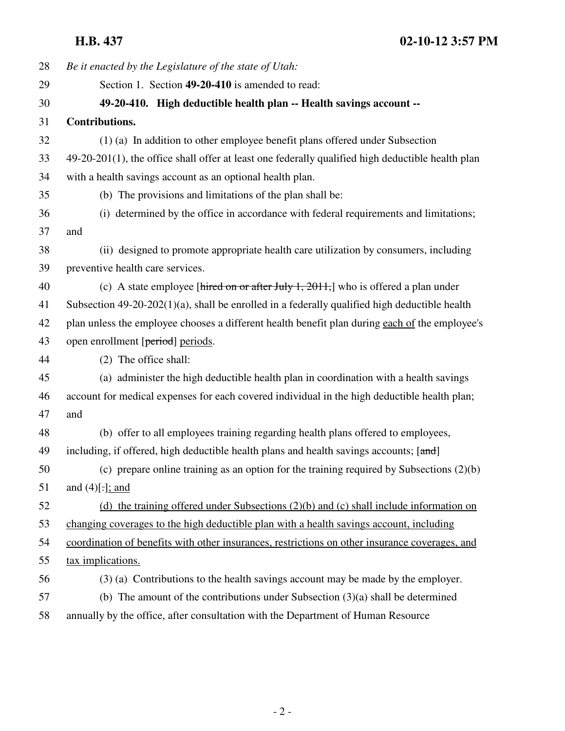*Be it enacted by the Legislature of the state of Utah:*

Section 1. Section **49-20-410** is amended to read:

**49-20-410. High deductible health plan -- Health savings account -- Contributions.**

(1) (a) In addition to other employee benefit plans offered under Subsection 49-20-201(1), the office shall offer at least one federally qualified high deductible health plan with a health savings account as an optional health plan.

(b) The provisions and limitations of the plan shall be:

(i) determined by the office in accordance with federal requirements and limitations; and

(ii) designed to promote appropriate health care utilization by consumers, including preventive health care services.

(c) A state employee [~~hired on or after July 1, 2011,~~] who is offered a plan under Subsection 49-20-202(1)(a), shall be enrolled in a federally qualified high deductible health plan unless the employee chooses a different health benefit plan during <u>each of</u> the employee's open enrollment [~~period~~] <u>periods</u>.

(2) The office shall:

(a) administer the high deductible health plan in coordination with a health savings account for medical expenses for each covered individual in the high deductible health plan; and

(b) offer to all employees training regarding health plans offered to employees, including, if offered, high deductible health plans and health savings accounts; [~~and~~]

(c) prepare online training as an option for the training required by Subsections (2)(b) and (4)[~~.~~]<u>; and</u>

<u>(d) the training offered under Subsections (2)(b) and (c) shall include information on changing coverages to the high deductible plan with a health savings account, including coordination of benefits with other insurances, restrictions on other insurance coverages, and tax implications.</u>

(3) (a) Contributions to the health savings account may be made by the employer.

(b) The amount of the contributions under Subsection (3)(a) shall be determined annually by the office, after consultation with the Department of Human Resource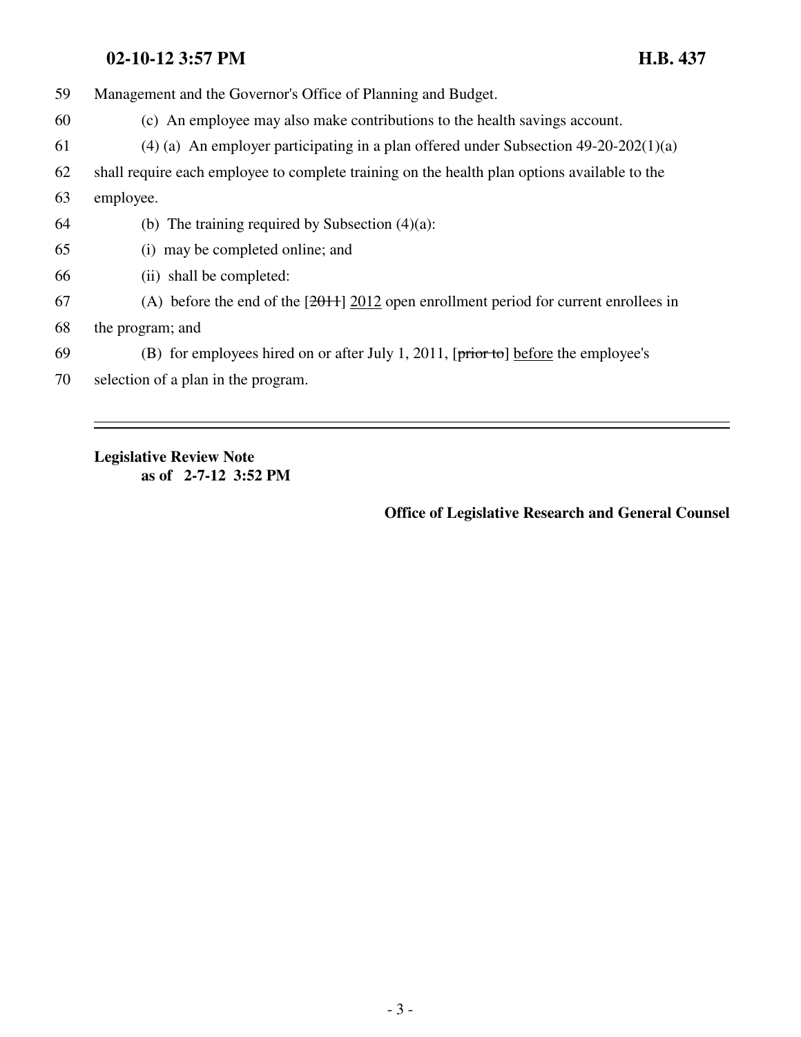Management and the Governor's Office of Planning and Budget.

(c) An employee may also make contributions to the health savings account.

(4) (a) An employer participating in a plan offered under Subsection 49-20-202(1)(a) shall require each employee to complete training on the health plan options available to the employee.

(b) The training required by Subsection (4)(a):

(i) may be completed online; and

(ii) shall be completed:

(A) before the end of the [~~2011~~] 2012 open enrollment period for current enrollees in the program; and

(B) for employees hired on or after July 1, 2011, [~~prior to~~] before the employee's selection of a plan in the program.

---

**Legislative Review Note**
**as of 2-7-12 3:52 PM**

**Office of Legislative Research and General Counsel**